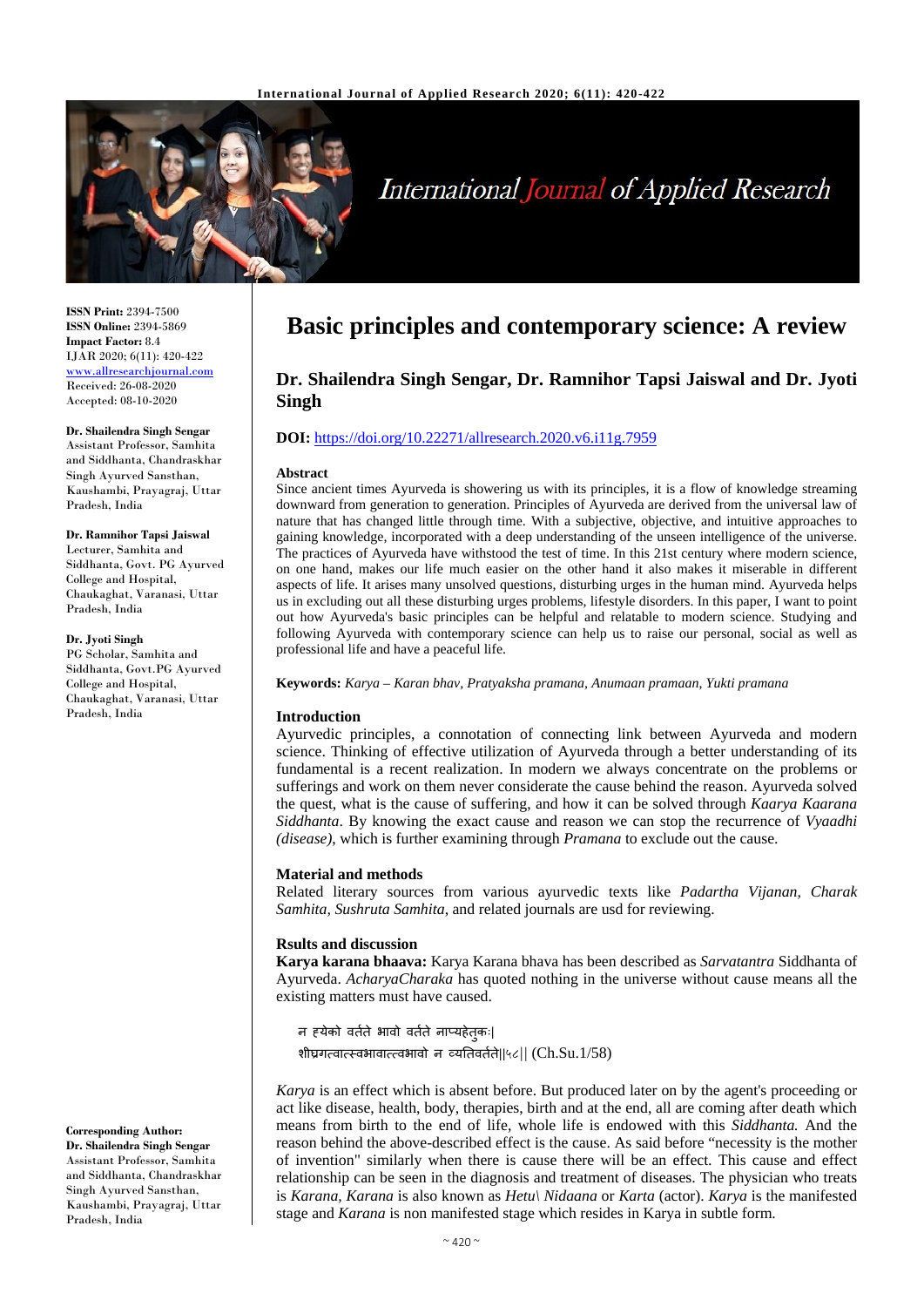# Basic principles and contemporary science: A review

## Dr. Shailendra Singh Sengar, Dr. Ramnihor Tapsi Jaiswal and Dr. Jyoti Singh

**ISSN Print:** 2394-7500
**ISSN Online:** 2394-5869
**Impact Factor:** 8.4
IJAR 2020; 6(11): 420-422
www.allresearchjournal.com
Received: 26-08-2020
Accepted: 08-10-2020

**Dr. Shailendra Singh Sengar**
Assistant Professor, Samhita and Siddhanta, Chandraskhar Singh Ayurved Sansthan, Kaushambi, Prayagraj, Uttar Pradesh, India

**Dr. Ramnihor Tapsi Jaiswal**
Lecturer, Samhita and Siddhanta, Govt. PG Ayurved College and Hospital, Chaukaghat, Varanasi, Uttar Pradesh, India

**Dr. Jyoti Singh**
PG Scholar, Samhita and Siddhanta, Govt.PG Ayurved College and Hospital, Chaukaghat, Varanasi, Uttar Pradesh, India

**Corresponding Author:**
**Dr. Shailendra Singh Sengar**
Assistant Professor, Samhita and Siddhanta, Chandraskhar Singh Ayurved Sansthan, Kaushambi, Prayagraj, Uttar Pradesh, India

**DOI:** https://doi.org/10.22271/allresearch.2020.v6.i11g.7959

### Abstract

Since ancient times Ayurveda is showering us with its principles, it is a flow of knowledge streaming downward from generation to generation. Principles of Ayurveda are derived from the universal law of nature that has changed little through time. With a subjective, objective, and intuitive approaches to gaining knowledge, incorporated with a deep understanding of the unseen intelligence of the universe. The practices of Ayurveda have withstood the test of time. In this 21st century where modern science, on one hand, makes our life much easier on the other hand it also makes it miserable in different aspects of life. It arises many unsolved questions, disturbing urges in the human mind. Ayurveda helps us in excluding out all these disturbing urges problems, lifestyle disorders. In this paper, I want to point out how Ayurveda's basic principles can be helpful and relatable to modern science. Studying and following Ayurveda with contemporary science can help us to raise our personal, social as well as professional life and have a peaceful life.

**Keywords:** *Karya – Karan bhav, Pratyaksha pramana, Anumaan pramaan, Yukti pramana*

### Introduction

Ayurvedic principles, a connotation of connecting link between Ayurveda and modern science. Thinking of effective utilization of Ayurveda through a better understanding of its fundamental is a recent realization. In modern we always concentrate on the problems or sufferings and work on them never considerate the cause behind the reason. Ayurveda solved the quest, what is the cause of suffering, and how it can be solved through *Kaarya Kaarana Siddhanta*. By knowing the exact cause and reason we can stop the recurrence of *Vyaadhi (disease)*, which is further examining through *Pramana* to exclude out the cause.

### Material and methods

Related literary sources from various ayurvedic texts like *Padartha Vijanan, Charak Samhita, Sushruta Samhita*, and related journals are usd for reviewing.

### Rsults and discussion

**Karya karana bhaava:** Karya Karana bhava has been described as *Sarvatantra* Siddhanta of Ayurveda. *AcharyaCharaka* has quoted nothing in the universe without cause means all the existing matters must have caused.

न ह्येको वर्तते भावो वर्तते नाप्यहेतुकः|
शीघ्रगत्वात्स्वभावात्त्वभावो न व्यतिवर्तते||५८|| (Ch.Su.1/58)

*Karya* is an effect which is absent before. But produced later on by the agent's proceeding or act like disease, health, body, therapies, birth and at the end, all are coming after death which means from birth to the end of life, whole life is endowed with this *Siddhanta.* And the reason behind the above-described effect is the cause. As said before "necessity is the mother of invention" similarly when there is cause there will be an effect. This cause and effect relationship can be seen in the diagnosis and treatment of diseases. The physician who treats is *Karana, Karana* is also known as *Hetu\ Nidaana* or *Karta* (actor). *Karya* is the manifested stage and *Karana* is non manifested stage which resides in Karya in subtle form.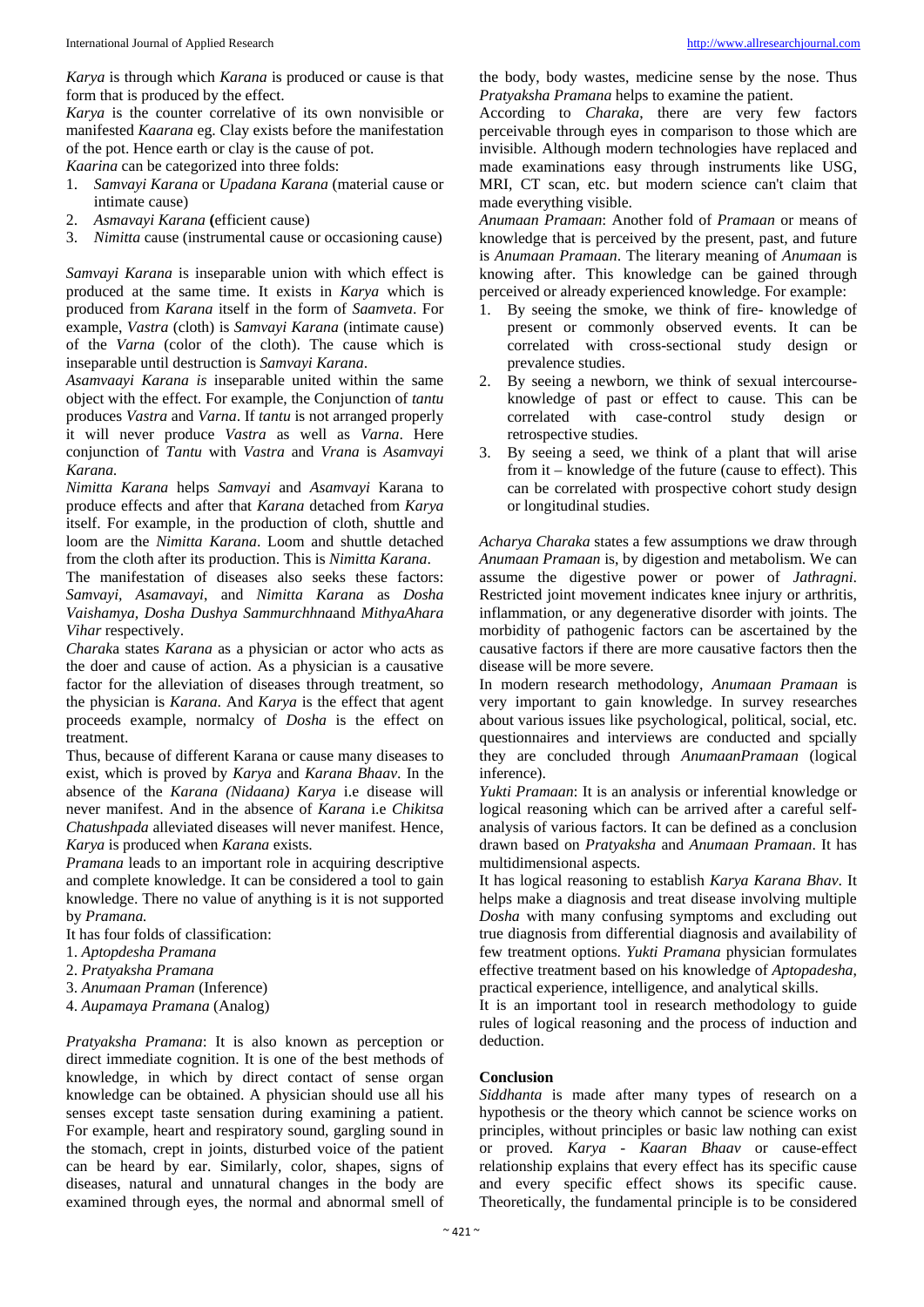*Karya* is through which *Karana* is produced or cause is that form that is produced by the effect.

*Karya* is the counter correlative of its own nonvisible or manifested *Kaarana* eg. Clay exists before the manifestation of the pot. Hence earth or clay is the cause of pot.

*Kaarina* can be categorized into three folds:

1. *Samvayi Karana* or *Upadana Karana* (material cause or intimate cause)
2. *Asmavayi Karana* **(**efficient cause)
3. *Nimitta* cause (instrumental cause or occasioning cause)

*Samvayi Karana* is inseparable union with which effect is produced at the same time. It exists in *Karya* which is produced from *Karana* itself in the form of *Saamveta*. For example, *Vastra* (cloth) is *Samvayi Karana* (intimate cause) of the *Varna* (color of the cloth). The cause which is inseparable until destruction is *Samvayi Karana*.

*Asamvaayi Karana is* inseparable united within the same object with the effect. For example, the Conjunction of *tantu* produces *Vastra* and *Varna*. If *tantu* is not arranged properly it will never produce *Vastra* as well as *Varna*. Here conjunction of *Tantu* with *Vastra* and *Vrana* is *Asamvayi Karana.*

*Nimitta Karana* helps *Samvayi* and *Asamvayi* Karana to produce effects and after that *Karana* detached from *Karya* itself. For example, in the production of cloth, shuttle and loom are the *Nimitta Karana*. Loom and shuttle detached from the cloth after its production. This is *Nimitta Karana*.

The manifestation of diseases also seeks these factors: *Samvayi, Asamavayi*, and *Nimitta Karana* as *Dosha Vaishamya, Dosha Dushya Sammurchhna*and *MithyaAhara Vihar* respectively.

*Charak*a states *Karana* as a physician or actor who acts as the doer and cause of action. As a physician is a causative factor for the alleviation of diseases through treatment, so the physician is *Karana*. And *Karya* is the effect that agent proceeds example, normalcy of *Dosha* is the effect on treatment.

Thus, because of different Karana or cause many diseases to exist, which is proved by *Karya* and *Karana Bhaav*. In the absence of the *Karana (Nidaana) Karya* i.e disease will never manifest. And in the absence of *Karana* i.e *Chikitsa Chatushpada* alleviated diseases will never manifest. Hence, *Karya* is produced when *Karana* exists.

*Pramana* leads to an important role in acquiring descriptive and complete knowledge. It can be considered a tool to gain knowledge. There no value of anything is it is not supported by *Pramana.*

It has four folds of classification:

1. *Aptopdesha Pramana*
2. *Pratyaksha Pramana*
3. *Anumaan Praman* (Inference)
4. *Aupamaya Pramana* (Analog)

*Pratyaksha Pramana*: It is also known as perception or direct immediate cognition. It is one of the best methods of knowledge, in which by direct contact of sense organ knowledge can be obtained. A physician should use all his senses except taste sensation during examining a patient. For example, heart and respiratory sound, gargling sound in the stomach, crept in joints, disturbed voice of the patient can be heard by ear. Similarly, color, shapes, signs of diseases, natural and unnatural changes in the body are examined through eyes, the normal and abnormal smell of the body, body wastes, medicine sense by the nose. Thus *Pratyaksha Pramana* helps to examine the patient.

According to *Charaka*, there are very few factors perceivable through eyes in comparison to those which are invisible. Although modern technologies have replaced and made examinations easy through instruments like USG, MRI, CT scan, etc. but modern science can't claim that made everything visible.

*Anumaan Pramaan*: Another fold of *Pramaan* or means of knowledge that is perceived by the present, past, and future is *Anumaan Pramaan*. The literary meaning of *Anumaan* is knowing after. This knowledge can be gained through perceived or already experienced knowledge. For example:

1. By seeing the smoke, we think of fire- knowledge of present or commonly observed events. It can be correlated with cross-sectional study design or prevalence studies.
2. By seeing a newborn, we think of sexual intercourse- knowledge of past or effect to cause. This can be correlated with case-control study design or retrospective studies.
3. By seeing a seed, we think of a plant that will arise from it – knowledge of the future (cause to effect). This can be correlated with prospective cohort study design or longitudinal studies.

*Acharya Charaka* states a few assumptions we draw through *Anumaan Pramaan* is, by digestion and metabolism. We can assume the digestive power or power of *Jathragni*. Restricted joint movement indicates knee injury or arthritis, inflammation, or any degenerative disorder with joints. The morbidity of pathogenic factors can be ascertained by the causative factors if there are more causative factors then the disease will be more severe.

In modern research methodology, *Anumaan Pramaan* is very important to gain knowledge. In survey researches about various issues like psychological, political, social, etc. questionnaires and interviews are conducted and spcially they are concluded through *AnumaanPramaan* (logical inference).

*Yukti Pramaan*: It is an analysis or inferential knowledge or logical reasoning which can be arrived after a careful self-analysis of various factors. It can be defined as a conclusion drawn based on *Pratyaksha* and *Anumaan Pramaan*. It has multidimensional aspects.

It has logical reasoning to establish *Karya Karana Bhav*. It helps make a diagnosis and treat disease involving multiple *Dosha* with many confusing symptoms and excluding out true diagnosis from differential diagnosis and availability of few treatment options. *Yukti Pramana* physician formulates effective treatment based on his knowledge of *Aptopadesha*, practical experience, intelligence, and analytical skills.

It is an important tool in research methodology to guide rules of logical reasoning and the process of induction and deduction.

## Conclusion

*Siddhanta* is made after many types of research on a hypothesis or the theory which cannot be science works on principles, without principles or basic law nothing can exist or proved. *Karya - Kaaran Bhaav* or cause-effect relationship explains that every effect has its specific cause and every specific effect shows its specific cause. Theoretically, the fundamental principle is to be considered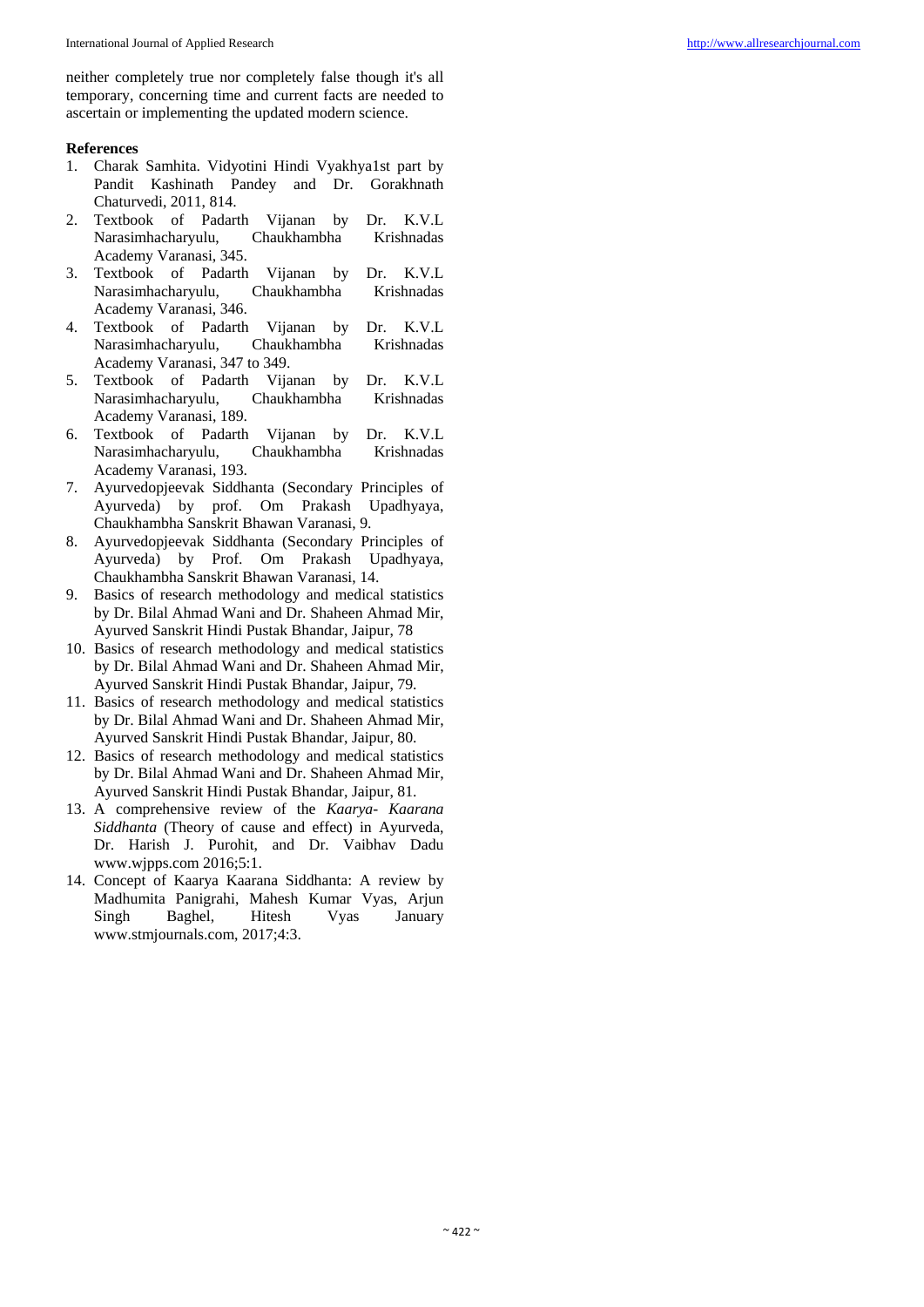neither completely true nor completely false though it's all temporary, concerning time and current facts are needed to ascertain or implementing the updated modern science.

**References**

1. Charak Samhita. Vidyotini Hindi Vyakhya1st part by Pandit Kashinath Pandey and Dr. Gorakhnath Chaturvedi, 2011, 814.
2. Textbook of Padarth Vijanan by Dr. K.V.L Narasimhacharyulu, Chaukhambha Krishnadas Academy Varanasi, 345.
3. Textbook of Padarth Vijanan by Dr. K.V.L Narasimhacharyulu, Chaukhambha Krishnadas Academy Varanasi, 346.
4. Textbook of Padarth Vijanan by Dr. K.V.L Narasimhacharyulu, Chaukhambha Krishnadas Academy Varanasi, 347 to 349.
5. Textbook of Padarth Vijanan by Dr. K.V.L Narasimhacharyulu, Chaukhambha Krishnadas Academy Varanasi, 189.
6. Textbook of Padarth Vijanan by Dr. K.V.L Narasimhacharyulu, Chaukhambha Krishnadas Academy Varanasi, 193.
7. Ayurvedopjeevak Siddhanta (Secondary Principles of Ayurveda) by prof. Om Prakash Upadhyaya, Chaukhambha Sanskrit Bhawan Varanasi, 9.
8. Ayurvedopjeevak Siddhanta (Secondary Principles of Ayurveda) by Prof. Om Prakash Upadhyaya, Chaukhambha Sanskrit Bhawan Varanasi, 14.
9. Basics of research methodology and medical statistics by Dr. Bilal Ahmad Wani and Dr. Shaheen Ahmad Mir, Ayurved Sanskrit Hindi Pustak Bhandar, Jaipur, 78
10. Basics of research methodology and medical statistics by Dr. Bilal Ahmad Wani and Dr. Shaheen Ahmad Mir, Ayurved Sanskrit Hindi Pustak Bhandar, Jaipur, 79.
11. Basics of research methodology and medical statistics by Dr. Bilal Ahmad Wani and Dr. Shaheen Ahmad Mir, Ayurved Sanskrit Hindi Pustak Bhandar, Jaipur, 80.
12. Basics of research methodology and medical statistics by Dr. Bilal Ahmad Wani and Dr. Shaheen Ahmad Mir, Ayurved Sanskrit Hindi Pustak Bhandar, Jaipur, 81.
13. A comprehensive review of the *Kaarya- Kaarana Siddhanta* (Theory of cause and effect) in Ayurveda, Dr. Harish J. Purohit, and Dr. Vaibhav Dadu www.wjpps.com 2016;5:1.
14. Concept of Kaarya Kaarana Siddhanta: A review by Madhumita Panigrahi, Mahesh Kumar Vyas, Arjun Singh Baghel, Hitesh Vyas January www.stmjournals.com, 2017;4:3.